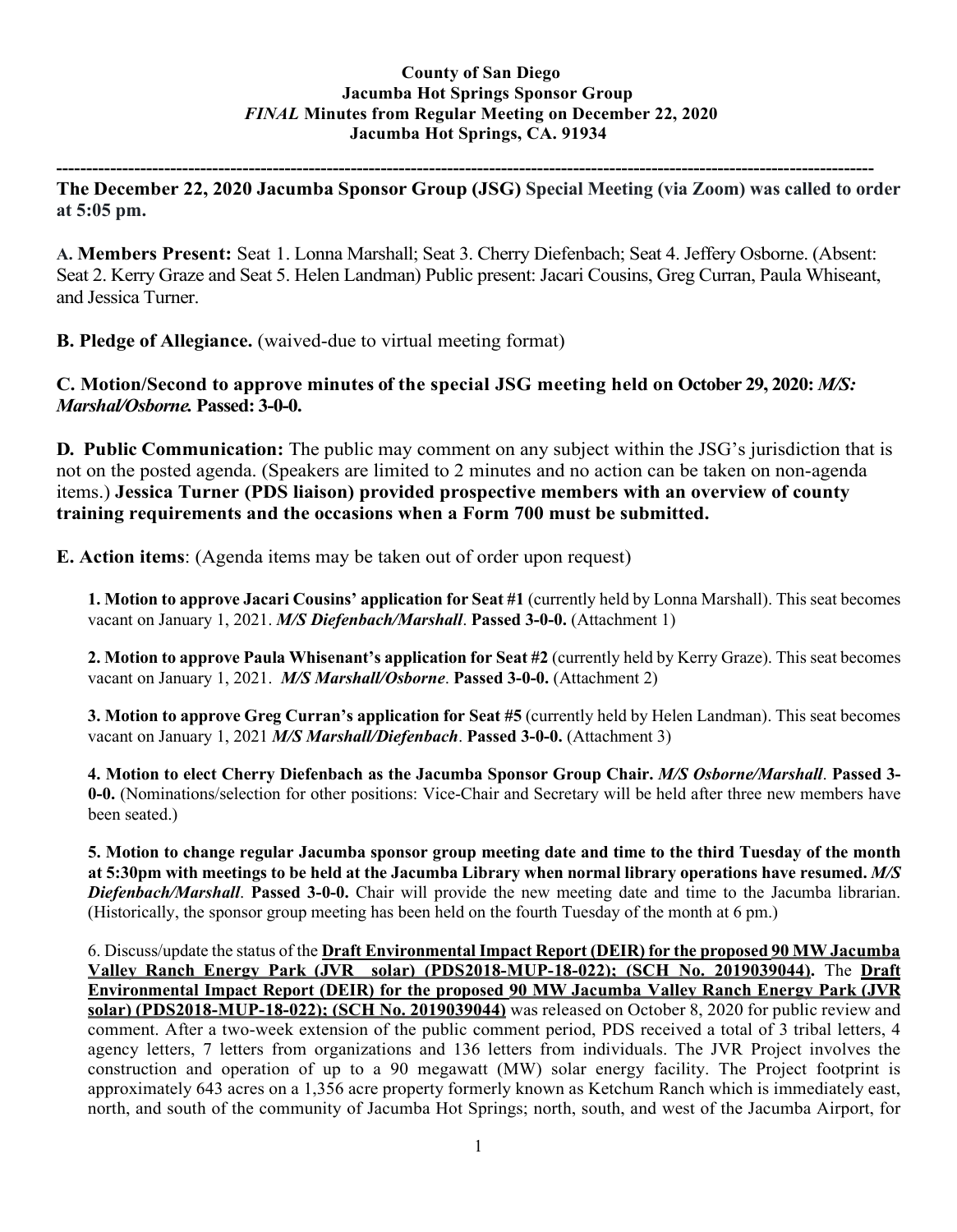**County of San Diego**
**Jacumba Hot Springs Sponsor Group**
***FINAL* Minutes from Regular Meeting on December 22, 2020**
**Jacumba Hot Springs, CA. 91934**

---

**The December 22, 2020 Jacumba Sponsor Group (JSG) Special Meeting (via Zoom) was called to order at 5:05 pm.**

**A. Members Present:** Seat 1. Lonna Marshall; Seat 3. Cherry Diefenbach; Seat 4. Jeffery Osborne. (Absent: Seat 2. Kerry Graze and Seat 5. Helen Landman) Public present: Jacari Cousins, Greg Curran, Paula Whiseant, and Jessica Turner.

**B. Pledge of Allegiance.** (waived-due to virtual meeting format)

**C. Motion/Second to approve minutes of the special JSG meeting held on October 29, 2020: *M/S: Marshal/Osborne.* Passed: 3-0-0.**

**D. Public Communication:** The public may comment on any subject within the JSG's jurisdiction that is not on the posted agenda. (Speakers are limited to 2 minutes and no action can be taken on non-agenda items.) **Jessica Turner (PDS liaison) provided prospective members with an overview of county training requirements and the occasions when a Form 700 must be submitted.**

**E. Action items**: (Agenda items may be taken out of order upon request)

**1. Motion to approve Jacari Cousins' application for Seat #1** (currently held by Lonna Marshall). This seat becomes vacant on January 1, 2021. ***M/S Diefenbach/Marshall*. Passed 3-0-0.** (Attachment 1)

**2. Motion to approve Paula Whisenant's application for Seat #2** (currently held by Kerry Graze). This seat becomes vacant on January 1, 2021. ***M/S Marshall/Osborne*. Passed 3-0-0.** (Attachment 2)

**3. Motion to approve Greg Curran's application for Seat #5** (currently held by Helen Landman). This seat becomes vacant on January 1, 2021 ***M/S Marshall/Diefenbach*. Passed 3-0-0.** (Attachment 3)

**4. Motion to elect Cherry Diefenbach as the Jacumba Sponsor Group Chair. *M/S Osborne/Marshall*. Passed 3-0-0.** (Nominations/selection for other positions: Vice-Chair and Secretary will be held after three new members have been seated.)

**5. Motion to change regular Jacumba sponsor group meeting date and time to the third Tuesday of the month at 5:30pm with meetings to be held at the Jacumba Library when normal library operations have resumed. *M/S Diefenbach/Marshall*. Passed 3-0-0.** Chair will provide the new meeting date and time to the Jacumba librarian. (Historically, the sponsor group meeting has been held on the fourth Tuesday of the month at 6 pm.)

6. Discuss/update the status of the **Draft Environmental Impact Report (DEIR) for the proposed 90 MW Jacumba Valley Ranch Energy Park (JVR solar) (PDS2018-MUP-18-022); (SCH No. 2019039044).** The **Draft Environmental Impact Report (DEIR) for the proposed 90 MW Jacumba Valley Ranch Energy Park (JVR solar) (PDS2018-MUP-18-022); (SCH No. 2019039044)** was released on October 8, 2020 for public review and comment. After a two-week extension of the public comment period, PDS received a total of 3 tribal letters, 4 agency letters, 7 letters from organizations and 136 letters from individuals. The JVR Project involves the construction and operation of up to a 90 megawatt (MW) solar energy facility. The Project footprint is approximately 643 acres on a 1,356 acre property formerly known as Ketchum Ranch which is immediately east, north, and south of the community of Jacumba Hot Springs; north, south, and west of the Jacumba Airport, for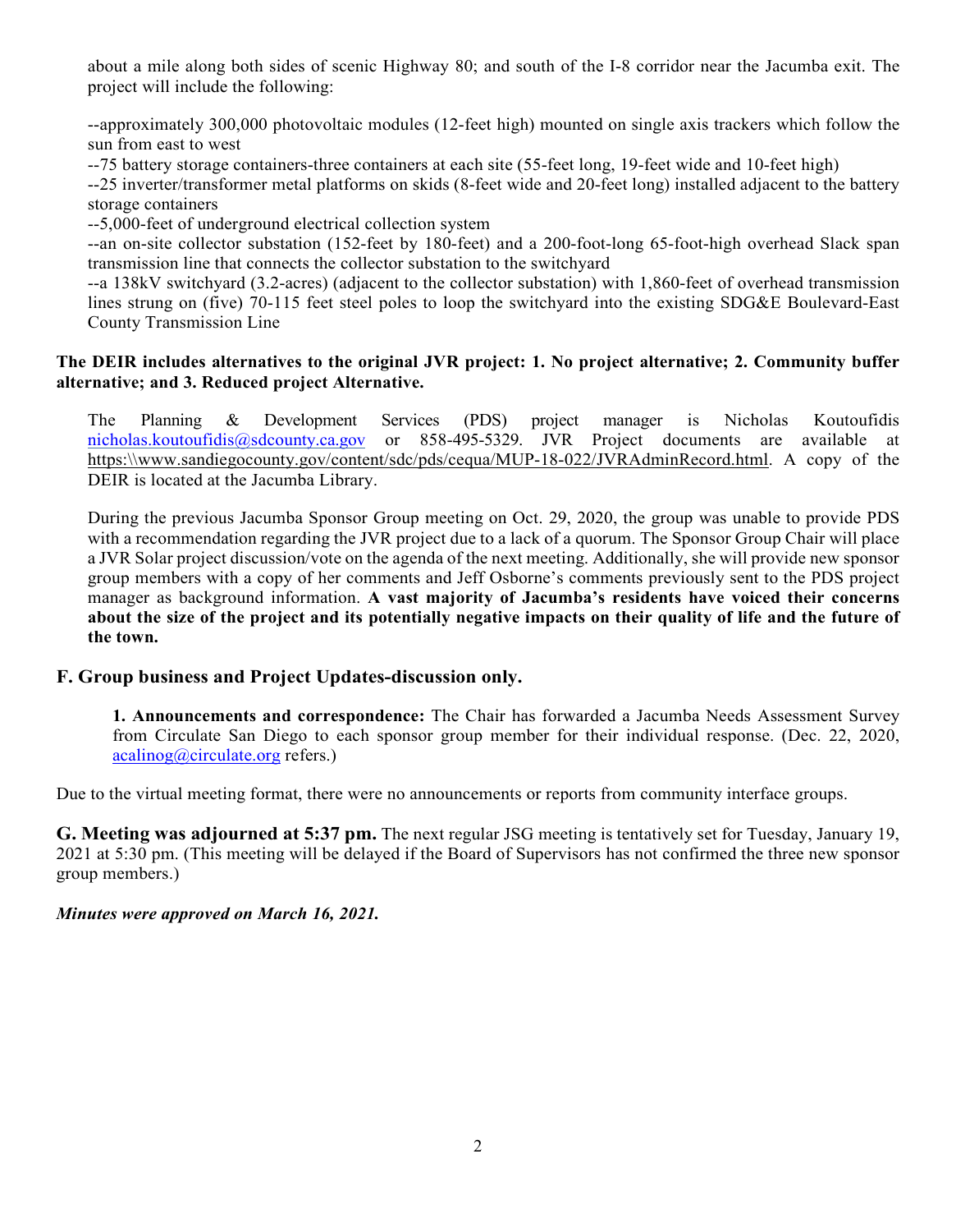about a mile along both sides of scenic Highway 80; and south of the I-8 corridor near the Jacumba exit. The project will include the following:

--approximately 300,000 photovoltaic modules (12-feet high) mounted on single axis trackers which follow the sun from east to west
--75 battery storage containers-three containers at each site (55-feet long, 19-feet wide and 10-feet high)
--25 inverter/transformer metal platforms on skids (8-feet wide and 20-feet long) installed adjacent to the battery storage containers
--5,000-feet of underground electrical collection system
--an on-site collector substation (152-feet by 180-feet) and a 200-foot-long 65-foot-high overhead Slack span transmission line that connects the collector substation to the switchyard
--a 138kV switchyard (3.2-acres) (adjacent to the collector substation) with 1,860-feet of overhead transmission lines strung on (five) 70-115 feet steel poles to loop the switchyard into the existing SDG&E Boulevard-East County Transmission Line

**The DEIR includes alternatives to the original JVR project: 1. No project alternative; 2. Community buffer alternative; and 3. Reduced project Alternative.**

The Planning & Development Services (PDS) project manager is Nicholas Koutoufidis nicholas.koutoufidis@sdcounty.ca.gov or 858-495-5329. JVR Project documents are available at https:\\www.sandiegocounty.gov/content/sdc/pds/cequa/MUP-18-022/JVRAdminRecord.html. A copy of the DEIR is located at the Jacumba Library.

During the previous Jacumba Sponsor Group meeting on Oct. 29, 2020, the group was unable to provide PDS with a recommendation regarding the JVR project due to a lack of a quorum. The Sponsor Group Chair will place a JVR Solar project discussion/vote on the agenda of the next meeting. Additionally, she will provide new sponsor group members with a copy of her comments and Jeff Osborne's comments previously sent to the PDS project manager as background information. **A vast majority of Jacumba's residents have voiced their concerns about the size of the project and its potentially negative impacts on their quality of life and the future of the town.**

## F. Group business and Project Updates-discussion only.

**1. Announcements and correspondence:** The Chair has forwarded a Jacumba Needs Assessment Survey from Circulate San Diego to each sponsor group member for their individual response. (Dec. 22, 2020, acalinog@circulate.org refers.)

Due to the virtual meeting format, there were no announcements or reports from community interface groups.

**G. Meeting was adjourned at 5:37 pm.** The next regular JSG meeting is tentatively set for Tuesday, January 19, 2021 at 5:30 pm. (This meeting will be delayed if the Board of Supervisors has not confirmed the three new sponsor group members.)

***Minutes were approved on March 16, 2021.***